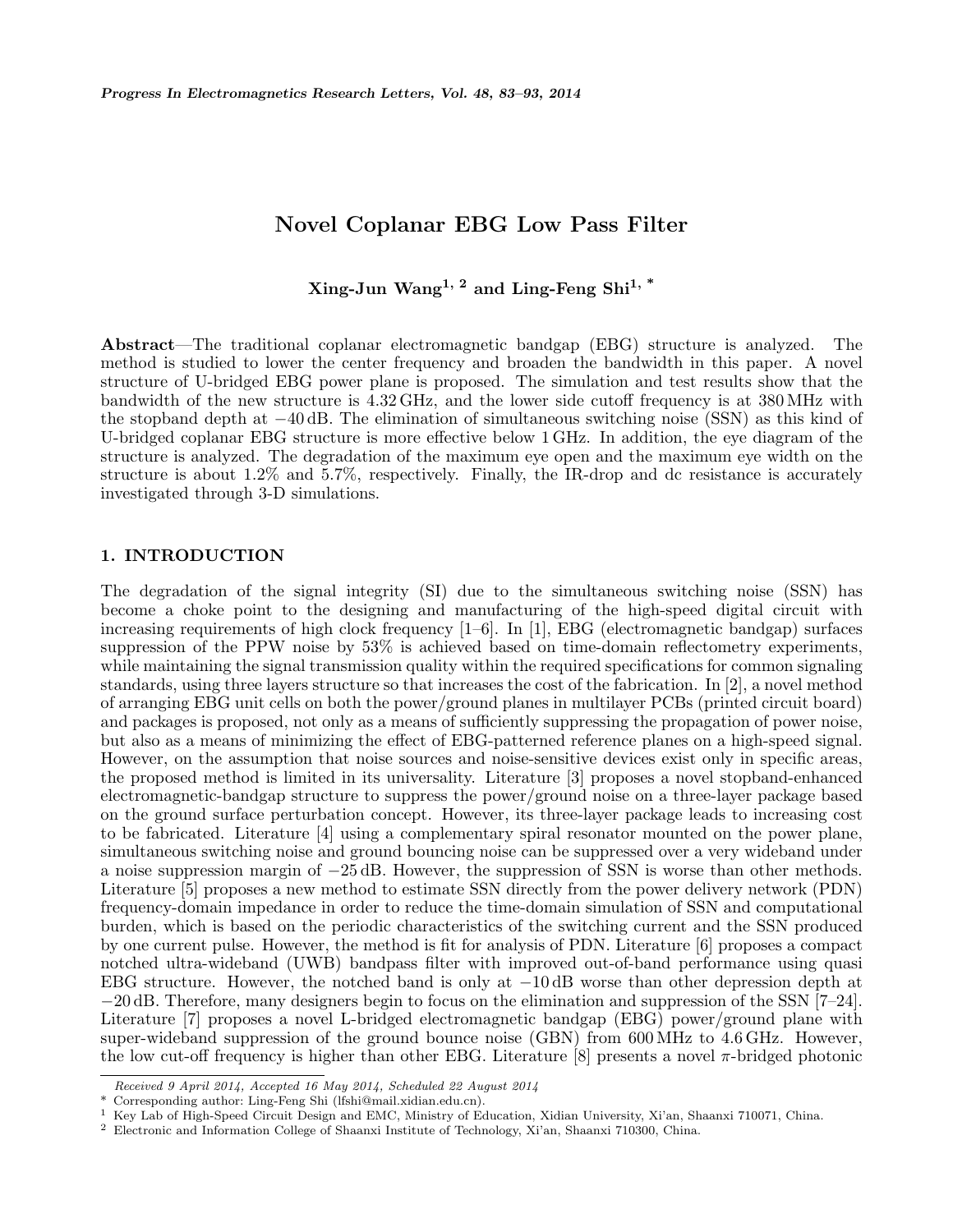# Novel Coplanar EBG Low Pass Filter

**Xing-Jun Wang**[1, 2] **and Ling-Feng Shi**[1, *]

**Abstract**—The traditional coplanar electromagnetic bandgap (EBG) structure is analyzed. The method is studied to lower the center frequency and broaden the bandwidth in this paper. A novel structure of U-bridged EBG power plane is proposed. The simulation and test results show that the bandwidth of the new structure is 4.32 GHz, and the lower side cutoff frequency is at 380 MHz with the stopband depth at −40 dB. The elimination of simultaneous switching noise (SSN) as this kind of U-bridged coplanar EBG structure is more effective below 1 GHz. In addition, the eye diagram of the structure is analyzed. The degradation of the maximum eye open and the maximum eye width on the structure is about 1.2% and 5.7%, respectively. Finally, the IR-drop and dc resistance is accurately investigated through 3-D simulations.

## 1. INTRODUCTION

The degradation of the signal integrity (SI) due to the simultaneous switching noise (SSN) has become a choke point to the designing and manufacturing of the high-speed digital circuit with increasing requirements of high clock frequency [1–6]. In [1], EBG (electromagnetic bandgap) surfaces suppression of the PPW noise by 53% is achieved based on time-domain reflectometry experiments, while maintaining the signal transmission quality within the required specifications for common signaling standards, using three layers structure so that increases the cost of the fabrication. In [2], a novel method of arranging EBG unit cells on both the power/ground planes in multilayer PCBs (printed circuit board) and packages is proposed, not only as a means of sufficiently suppressing the propagation of power noise, but also as a means of minimizing the effect of EBG-patterned reference planes on a high-speed signal. However, on the assumption that noise sources and noise-sensitive devices exist only in specific areas, the proposed method is limited in its universality. Literature [3] proposes a novel stopband-enhanced electromagnetic-bandgap structure to suppress the power/ground noise on a three-layer package based on the ground surface perturbation concept. However, its three-layer package leads to increasing cost to be fabricated. Literature [4] using a complementary spiral resonator mounted on the power plane, simultaneous switching noise and ground bouncing noise can be suppressed over a very wideband under a noise suppression margin of −25 dB. However, the suppression of SSN is worse than other methods. Literature [5] proposes a new method to estimate SSN directly from the power delivery network (PDN) frequency-domain impedance in order to reduce the time-domain simulation of SSN and computational burden, which is based on the periodic characteristics of the switching current and the SSN produced by one current pulse. However, the method is fit for analysis of PDN. Literature [6] proposes a compact notched ultra-wideband (UWB) bandpass filter with improved out-of-band performance using quasi EBG structure. However, the notched band is only at −10 dB worse than other depression depth at −20 dB. Therefore, many designers begin to focus on the elimination and suppression of the SSN [7–24]. Literature [7] proposes a novel L-bridged electromagnetic bandgap (EBG) power/ground plane with super-wideband suppression of the ground bounce noise (GBN) from 600 MHz to 4.6 GHz. However, the low cut-off frequency is higher than other EBG. Literature [8] presents a novel π-bridged photonic

*Received 9 April 2014, Accepted 16 May 2014, Scheduled 22 August 2014*

\* Corresponding author: Ling-Feng Shi (lfshi@mail.xidian.edu.cn).

1 Key Lab of High-Speed Circuit Design and EMC, Ministry of Education, Xidian University, Xi'an, Shaanxi 710071, China.

2 Electronic and Information College of Shaanxi Institute of Technology, Xi'an, Shaanxi 710300, China.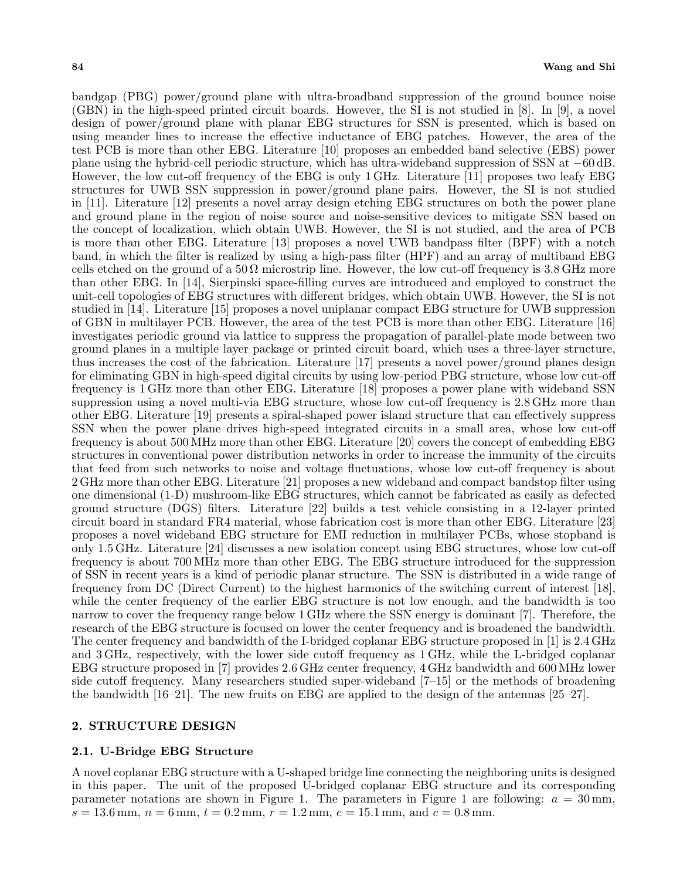bandgap (PBG) power/ground plane with ultra-broadband suppression of the ground bounce noise (GBN) in the high-speed printed circuit boards. However, the SI is not studied in [8]. In [9], a novel design of power/ground plane with planar EBG structures for SSN is presented, which is based on using meander lines to increase the effective inductance of EBG patches. However, the area of the test PCB is more than other EBG. Literature [10] proposes an embedded band selective (EBS) power plane using the hybrid-cell periodic structure, which has ultra-wideband suppression of SSN at −60 dB. However, the low cut-off frequency of the EBG is only 1 GHz. Literature [11] proposes two leafy EBG structures for UWB SSN suppression in power/ground plane pairs. However, the SI is not studied in [11]. Literature [12] presents a novel array design etching EBG structures on both the power plane and ground plane in the region of noise source and noise-sensitive devices to mitigate SSN based on the concept of localization, which obtain UWB. However, the SI is not studied, and the area of PCB is more than other EBG. Literature [13] proposes a novel UWB bandpass filter (BPF) with a notch band, in which the filter is realized by using a high-pass filter (HPF) and an array of multiband EBG cells etched on the ground of a 50 Ω microstrip line. However, the low cut-off frequency is 3.8 GHz more than other EBG. In [14], Sierpinski space-filling curves are introduced and employed to construct the unit-cell topologies of EBG structures with different bridges, which obtain UWB. However, the SI is not studied in [14]. Literature [15] proposes a novel uniplanar compact EBG structure for UWB suppression of GBN in multilayer PCB. However, the area of the test PCB is more than other EBG. Literature [16] investigates periodic ground via lattice to suppress the propagation of parallel-plate mode between two ground planes in a multiple layer package or printed circuit board, which uses a three-layer structure, thus increases the cost of the fabrication. Literature [17] presents a novel power/ground planes design for eliminating GBN in high-speed digital circuits by using low-period PBG structure, whose low cut-off frequency is 1 GHz more than other EBG. Literature [18] proposes a power plane with wideband SSN suppression using a novel multi-via EBG structure, whose low cut-off frequency is 2.8 GHz more than other EBG. Literature [19] presents a spiral-shaped power island structure that can effectively suppress SSN when the power plane drives high-speed integrated circuits in a small area, whose low cut-off frequency is about 500 MHz more than other EBG. Literature [20] covers the concept of embedding EBG structures in conventional power distribution networks in order to increase the immunity of the circuits that feed from such networks to noise and voltage fluctuations, whose low cut-off frequency is about 2 GHz more than other EBG. Literature [21] proposes a new wideband and compact bandstop filter using one dimensional (1-D) mushroom-like EBG structures, which cannot be fabricated as easily as defected ground structure (DGS) filters. Literature [22] builds a test vehicle consisting in a 12-layer printed circuit board in standard FR4 material, whose fabrication cost is more than other EBG. Literature [23] proposes a novel wideband EBG structure for EMI reduction in multilayer PCBs, whose stopband is only 1.5 GHz. Literature [24] discusses a new isolation concept using EBG structures, whose low cut-off frequency is about 700 MHz more than other EBG. The EBG structure introduced for the suppression of SSN in recent years is a kind of periodic planar structure. The SSN is distributed in a wide range of frequency from DC (Direct Current) to the highest harmonics of the switching current of interest [18], while the center frequency of the earlier EBG structure is not low enough, and the bandwidth is too narrow to cover the frequency range below 1 GHz where the SSN energy is dominant [7]. Therefore, the research of the EBG structure is focused on lower the center frequency and is broadened the bandwidth. The center frequency and bandwidth of the I-bridged coplanar EBG structure proposed in [1] is 2.4 GHz and 3 GHz, respectively, with the lower side cutoff frequency as 1 GHz, while the L-bridged coplanar EBG structure proposed in [7] provides 2.6 GHz center frequency, 4 GHz bandwidth and 600 MHz lower side cutoff frequency. Many researchers studied super-wideband [7–15] or the methods of broadening the bandwidth [16–21]. The new fruits on EBG are applied to the design of the antennas [25–27].

## 2. STRUCTURE DESIGN

### 2.1. U-Bridge EBG Structure

A novel coplanar EBG structure with a U-shaped bridge line connecting the neighboring units is designed in this paper. The unit of the proposed U-bridged coplanar EBG structure and its corresponding parameter notations are shown in Figure 1. The parameters in Figure 1 are following: $a = 30$ mm, $s = 13.6$ mm, $n = 6$ mm, $t = 0.2$ mm, $r = 1.2$ mm, $e = 15.1$ mm, and $c = 0.8$ mm.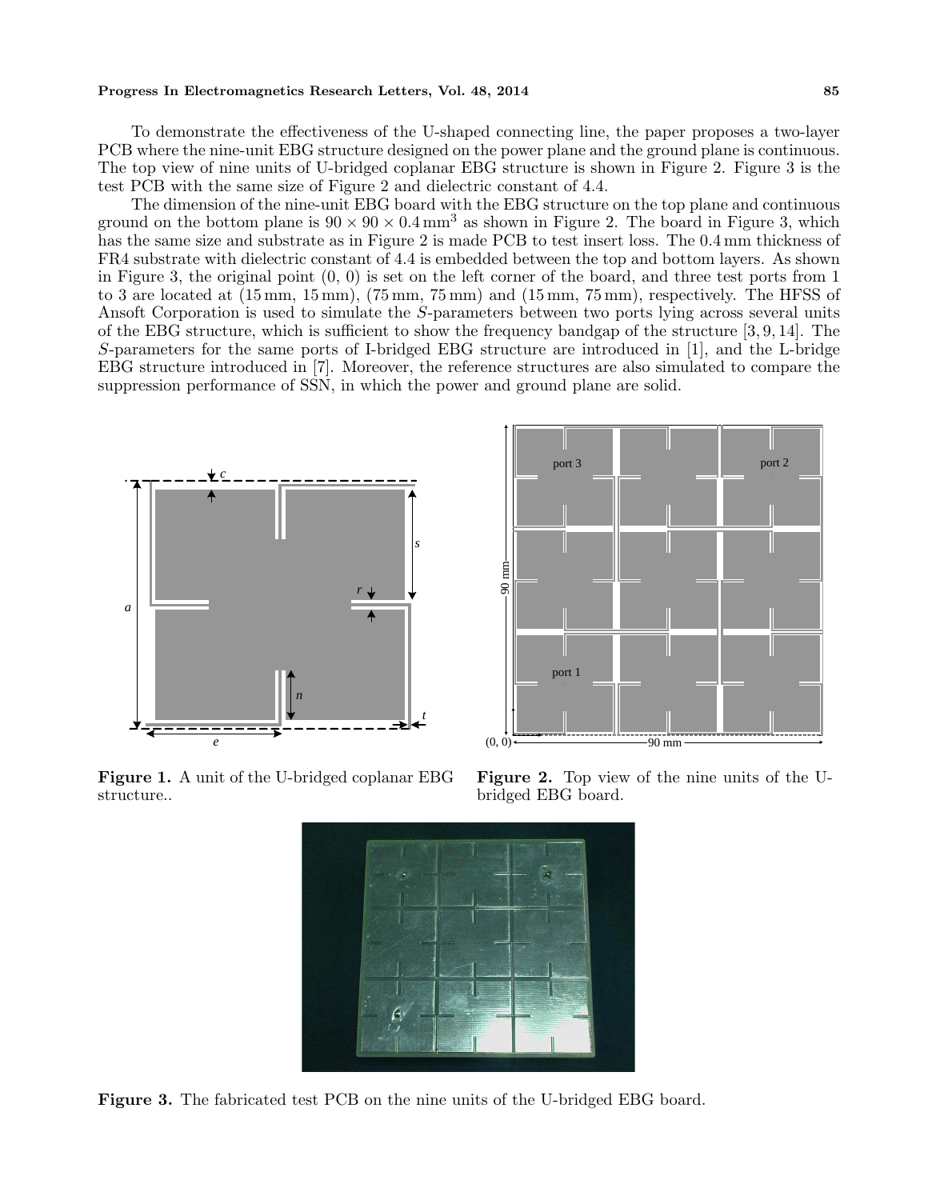To demonstrate the effectiveness of the U-shaped connecting line, the paper proposes a two-layer PCB where the nine-unit EBG structure designed on the power plane and the ground plane is continuous. The top view of nine units of U-bridged coplanar EBG structure is shown in Figure 2. Figure 3 is the test PCB with the same size of Figure 2 and dielectric constant of 4.4.

The dimension of the nine-unit EBG board with the EBG structure on the top plane and continuous ground on the bottom plane is $90 \times 90 \times 0.4\,\text{mm}^3$ as shown in Figure 2. The board in Figure 3, which has the same size and substrate as in Figure 2 is made PCB to test insert loss. The 0.4 mm thickness of FR4 substrate with dielectric constant of 4.4 is embedded between the top and bottom layers. As shown in Figure 3, the original point (0, 0) is set on the left corner of the board, and three test ports from 1 to 3 are located at (15 mm, 15 mm), (75 mm, 75 mm) and (15 mm, 75 mm), respectively. The HFSS of Ansoft Corporation is used to simulate the $S$-parameters between two ports lying across several units of the EBG structure, which is sufficient to show the frequency bandgap of the structure [3, 9, 14]. The $S$-parameters for the same ports of I-bridged EBG structure are introduced in [1], and the L-bridge EBG structure introduced in [7]. Moreover, the reference structures are also simulated to compare the suppression performance of SSN, in which the power and ground plane are solid.

**Figure 1.** A unit of the U-bridged coplanar EBG structure..

**Figure 2.** Top view of the nine units of the U-bridged EBG board.

**Figure 3.** The fabricated test PCB on the nine units of the U-bridged EBG board.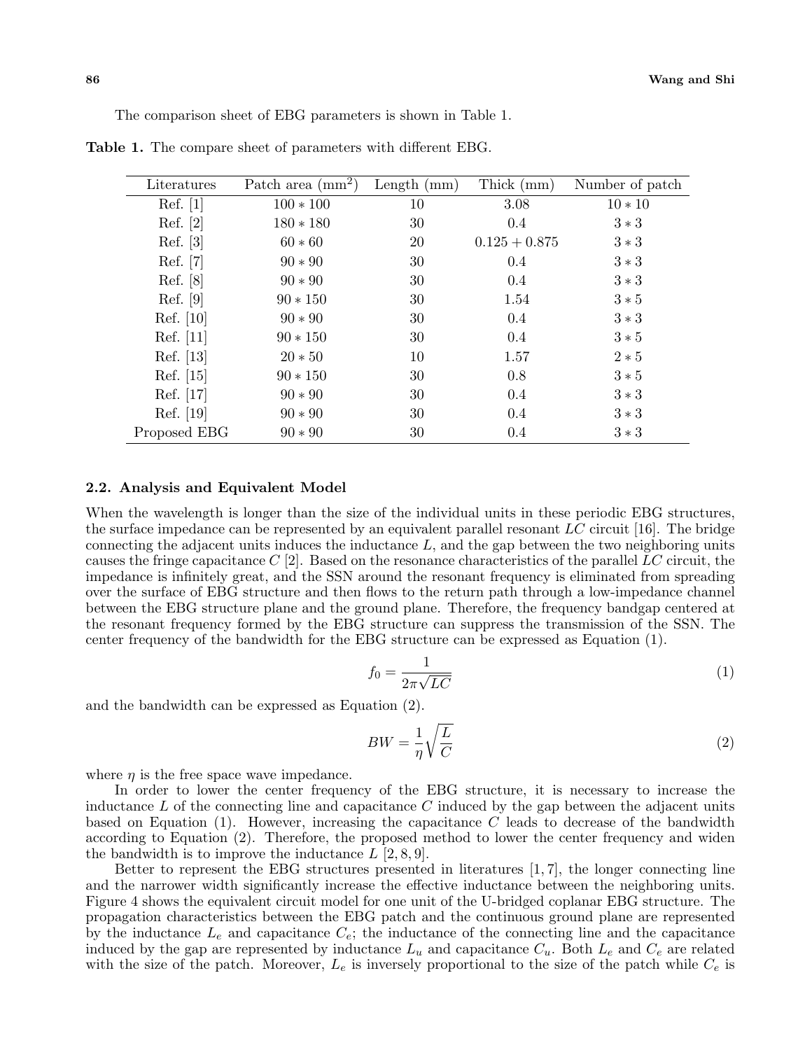The comparison sheet of EBG parameters is shown in Table 1.

**Table 1.** The compare sheet of parameters with different EBG.

| Literatures | Patch area (mm$^2$) | Length (mm) | Thick (mm) | Number of patch |
|---|---|---|---|---|
| Ref. [1] | $100 * 100$ | 10 | 3.08 | $10 * 10$ |
| Ref. [2] | $180 * 180$ | 30 | 0.4 | $3 * 3$ |
| Ref. [3] | $60 * 60$ | 20 | $0.125 + 0.875$ | $3 * 3$ |
| Ref. [7] | $90 * 90$ | 30 | 0.4 | $3 * 3$ |
| Ref. [8] | $90 * 90$ | 30 | 0.4 | $3 * 3$ |
| Ref. [9] | $90 * 150$ | 30 | 1.54 | $3 * 5$ |
| Ref. [10] | $90 * 90$ | 30 | 0.4 | $3 * 3$ |
| Ref. [11] | $90 * 150$ | 30 | 0.4 | $3 * 5$ |
| Ref. [13] | $20 * 50$ | 10 | 1.57 | $2 * 5$ |
| Ref. [15] | $90 * 150$ | 30 | 0.8 | $3 * 5$ |
| Ref. [17] | $90 * 90$ | 30 | 0.4 | $3 * 3$ |
| Ref. [19] | $90 * 90$ | 30 | 0.4 | $3 * 3$ |
| Proposed EBG | $90 * 90$ | 30 | 0.4 | $3 * 3$ |

### 2.2. Analysis and Equivalent Model

When the wavelength is longer than the size of the individual units in these periodic EBG structures, the surface impedance can be represented by an equivalent parallel resonant $LC$ circuit [16]. The bridge connecting the adjacent units induces the inductance $L$, and the gap between the two neighboring units causes the fringe capacitance $C$ [2]. Based on the resonance characteristics of the parallel $LC$ circuit, the impedance is infinitely great, and the SSN around the resonant frequency is eliminated from spreading over the surface of EBG structure and then flows to the return path through a low-impedance channel between the EBG structure plane and the ground plane. Therefore, the frequency bandgap centered at the resonant frequency formed by the EBG structure can suppress the transmission of the SSN. The center frequency of the bandwidth for the EBG structure can be expressed as Equation (1).

$$f_0 = \frac{1}{2\pi\sqrt{LC}} \tag{1}$$

and the bandwidth can be expressed as Equation (2).

$$BW = \frac{1}{\eta}\sqrt{\frac{L}{C}} \tag{2}$$

where $\eta$ is the free space wave impedance.

In order to lower the center frequency of the EBG structure, it is necessary to increase the inductance $L$ of the connecting line and capacitance $C$ induced by the gap between the adjacent units based on Equation (1). However, increasing the capacitance $C$ leads to decrease of the bandwidth according to Equation (2). Therefore, the proposed method to lower the center frequency and widen the bandwidth is to improve the inductance $L$ [2, 8, 9].

Better to represent the EBG structures presented in literatures [1, 7], the longer connecting line and the narrower width significantly increase the effective inductance between the neighboring units. Figure 4 shows the equivalent circuit model for one unit of the U-bridged coplanar EBG structure. The propagation characteristics between the EBG patch and the continuous ground plane are represented by the inductance $L_e$ and capacitance $C_e$; the inductance of the connecting line and the capacitance induced by the gap are represented by inductance $L_u$ and capacitance $C_u$. Both $L_e$ and $C_e$ are related with the size of the patch. Moreover, $L_e$ is inversely proportional to the size of the patch while $C_e$ is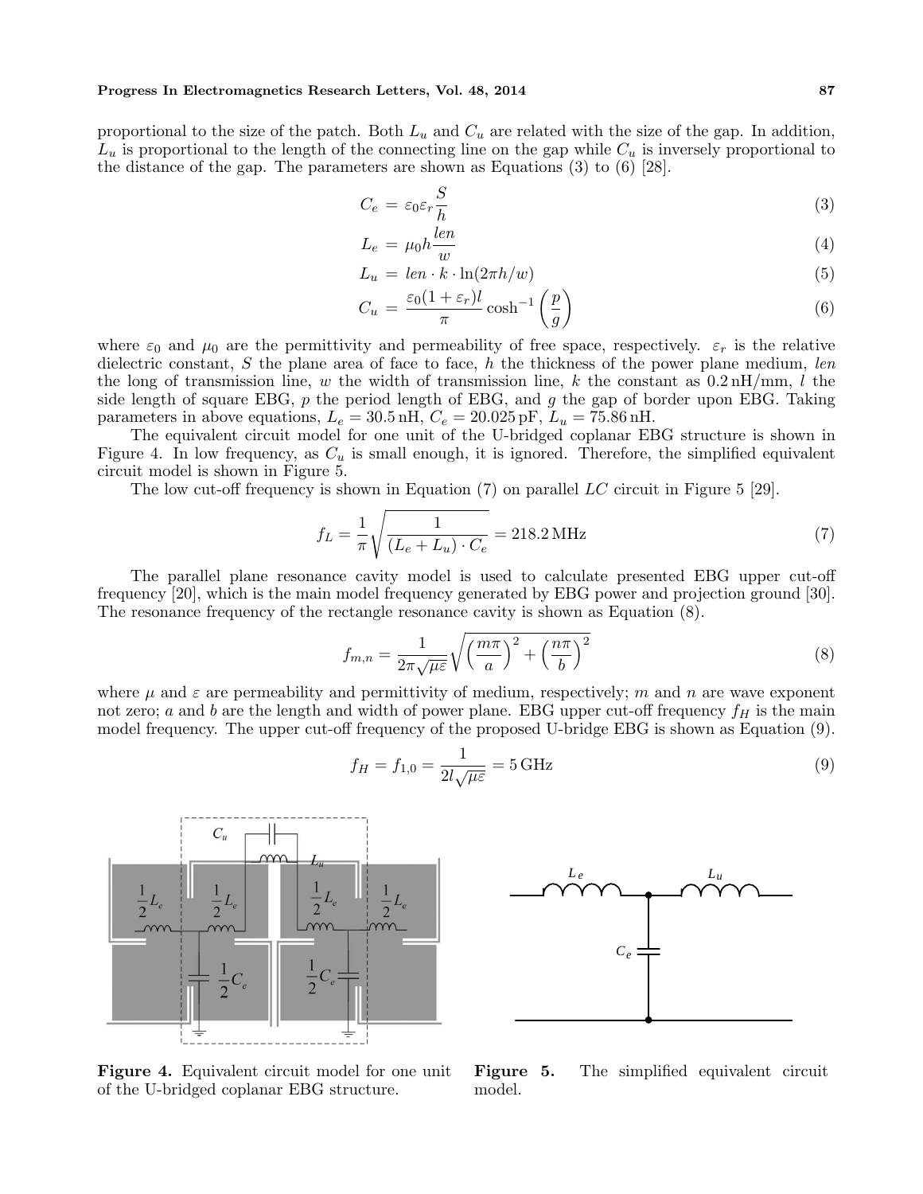proportional to the size of the patch. Both $L_u$ and $C_u$ are related with the size of the gap. In addition, $L_u$ is proportional to the length of the connecting line on the gap while $C_u$ is inversely proportional to the distance of the gap. The parameters are shown as Equations (3) to (6) [28].

$$C_e = \varepsilon_0 \varepsilon_r \frac{S}{h} \tag{3}$$

$$L_e = \mu_0 h \frac{len}{w} \tag{4}$$

$$L_u = len \cdot k \cdot \ln(2\pi h/w) \tag{5}$$

$$C_u = \frac{\varepsilon_0(1+\varepsilon_r)l}{\pi} \cosh^{-1}\left(\frac{p}{g}\right) \tag{6}$$

where $\varepsilon_0$ and $\mu_0$ are the permittivity and permeability of free space, respectively. $\varepsilon_r$ is the relative dielectric constant, $S$ the plane area of face to face, $h$ the thickness of the power plane medium, $len$ the long of transmission line, $w$ the width of transmission line, $k$ the constant as 0.2 nH/mm, $l$ the side length of square EBG, $p$ the period length of EBG, and $g$ the gap of border upon EBG. Taking parameters in above equations, $L_e = 30.5\,\text{nH}$, $C_e = 20.025\,\text{pF}$, $L_u = 75.86\,\text{nH}$.

The equivalent circuit model for one unit of the U-bridged coplanar EBG structure is shown in Figure 4. In low frequency, as $C_u$ is small enough, it is ignored. Therefore, the simplified equivalent circuit model is shown in Figure 5.

The low cut-off frequency is shown in Equation (7) on parallel $LC$ circuit in Figure 5 [29].

$$f_L = \frac{1}{\pi}\sqrt{\frac{1}{(L_e + L_u) \cdot C_e}} = 218.2\,\text{MHz} \tag{7}$$

The parallel plane resonance cavity model is used to calculate presented EBG upper cut-off frequency [20], which is the main model frequency generated by EBG power and projection ground [30]. The resonance frequency of the rectangle resonance cavity is shown as Equation (8).

$$f_{m,n} = \frac{1}{2\pi\sqrt{\mu\varepsilon}}\sqrt{\left(\frac{m\pi}{a}\right)^2 + \left(\frac{n\pi}{b}\right)^2} \tag{8}$$

where $\mu$ and $\varepsilon$ are permeability and permittivity of medium, respectively; $m$ and $n$ are wave exponent not zero; $a$ and $b$ are the length and width of power plane. EBG upper cut-off frequency $f_H$ is the main model frequency. The upper cut-off frequency of the proposed U-bridge EBG is shown as Equation (9).

$$f_H = f_{1,0} = \frac{1}{2l\sqrt{\mu\varepsilon}} = 5\,\text{GHz} \tag{9}$$

**Figure 4.** Equivalent circuit model for one unit of the U-bridged coplanar EBG structure.

**Figure 5.** The simplified equivalent circuit model.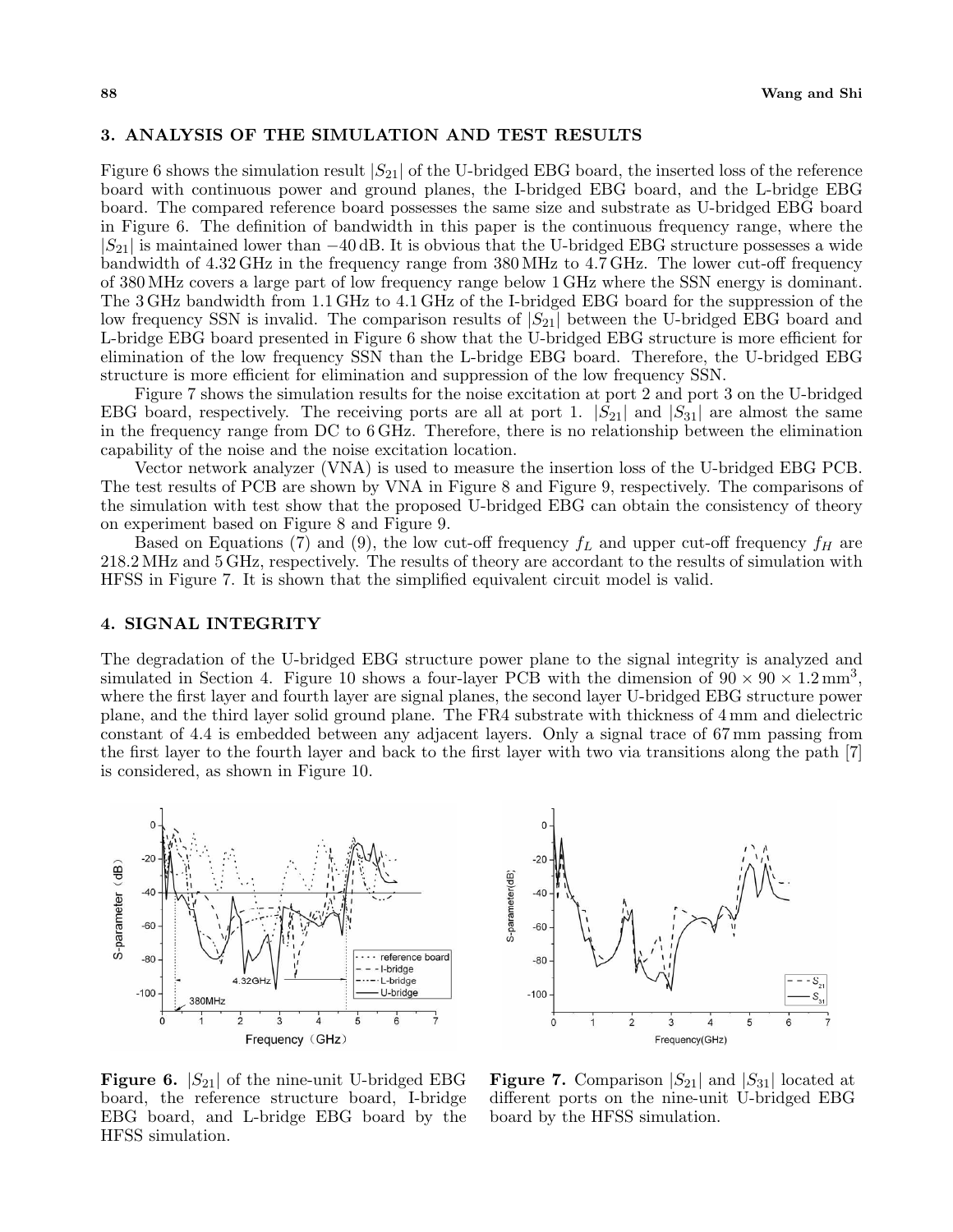## 3. ANALYSIS OF THE SIMULATION AND TEST RESULTS

Figure 6 shows the simulation result $|S_{21}|$ of the U-bridged EBG board, the inserted loss of the reference board with continuous power and ground planes, the I-bridged EBG board, and the L-bridge EBG board. The compared reference board possesses the same size and substrate as U-bridged EBG board in Figure 6. The definition of bandwidth in this paper is the continuous frequency range, where the $|S_{21}|$ is maintained lower than $-40$ dB. It is obvious that the U-bridged EBG structure possesses a wide bandwidth of 4.32 GHz in the frequency range from 380 MHz to 4.7 GHz. The lower cut-off frequency of 380 MHz covers a large part of low frequency range below 1 GHz where the SSN energy is dominant. The 3 GHz bandwidth from 1.1 GHz to 4.1 GHz of the I-bridged EBG board for the suppression of the low frequency SSN is invalid. The comparison results of $|S_{21}|$ between the U-bridged EBG board and L-bridge EBG board presented in Figure 6 show that the U-bridged EBG structure is more efficient for elimination of the low frequency SSN than the L-bridge EBG board. Therefore, the U-bridged EBG structure is more efficient for elimination and suppression of the low frequency SSN.

Figure 7 shows the simulation results for the noise excitation at port 2 and port 3 on the U-bridged EBG board, respectively. The receiving ports are all at port 1. $|S_{21}|$ and $|S_{31}|$ are almost the same in the frequency range from DC to 6 GHz. Therefore, there is no relationship between the elimination capability of the noise and the noise excitation location.

Vector network analyzer (VNA) is used to measure the insertion loss of the U-bridged EBG PCB. The test results of PCB are shown by VNA in Figure 8 and Figure 9, respectively. The comparisons of the simulation with test show that the proposed U-bridged EBG can obtain the consistency of theory on experiment based on Figure 8 and Figure 9.

Based on Equations (7) and (9), the low cut-off frequency $f_L$ and upper cut-off frequency $f_H$ are 218.2 MHz and 5 GHz, respectively. The results of theory are accordant to the results of simulation with HFSS in Figure 7. It is shown that the simplified equivalent circuit model is valid.

## 4. SIGNAL INTEGRITY

The degradation of the U-bridged EBG structure power plane to the signal integrity is analyzed and simulated in Section 4. Figure 10 shows a four-layer PCB with the dimension of $90 \times 90 \times 1.2\,\text{mm}^3$, where the first layer and fourth layer are signal planes, the second layer U-bridged EBG structure power plane, and the third layer solid ground plane. The FR4 substrate with thickness of 4 mm and dielectric constant of 4.4 is embedded between any adjacent layers. Only a signal trace of 67 mm passing from the first layer to the fourth layer and back to the first layer with two via transitions along the path [7] is considered, as shown in Figure 10.

**Figure 6.** $|S_{21}|$ of the nine-unit U-bridged EBG board, the reference structure board, I-bridge EBG board, and L-bridge EBG board by the HFSS simulation.

**Figure 7.** Comparison $|S_{21}|$ and $|S_{31}|$ located at different ports on the nine-unit U-bridged EBG board by the HFSS simulation.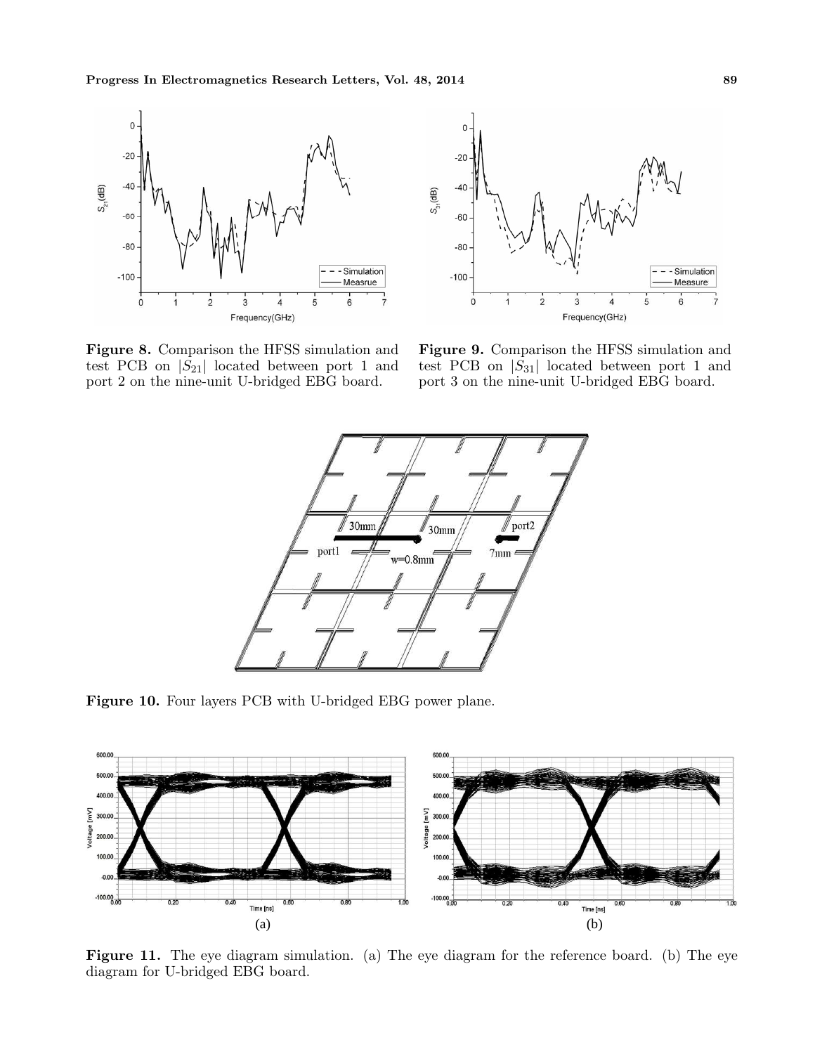**Figure 8.** Comparison the HFSS simulation and test PCB on $|S_{21}|$ located between port 1 and port 2 on the nine-unit U-bridged EBG board.

**Figure 9.** Comparison the HFSS simulation and test PCB on $|S_{31}|$ located between port 1 and port 3 on the nine-unit U-bridged EBG board.

**Figure 10.** Four layers PCB with U-bridged EBG power plane.

**Figure 11.** The eye diagram simulation. (a) The eye diagram for the reference board. (b) The eye diagram for U-bridged EBG board.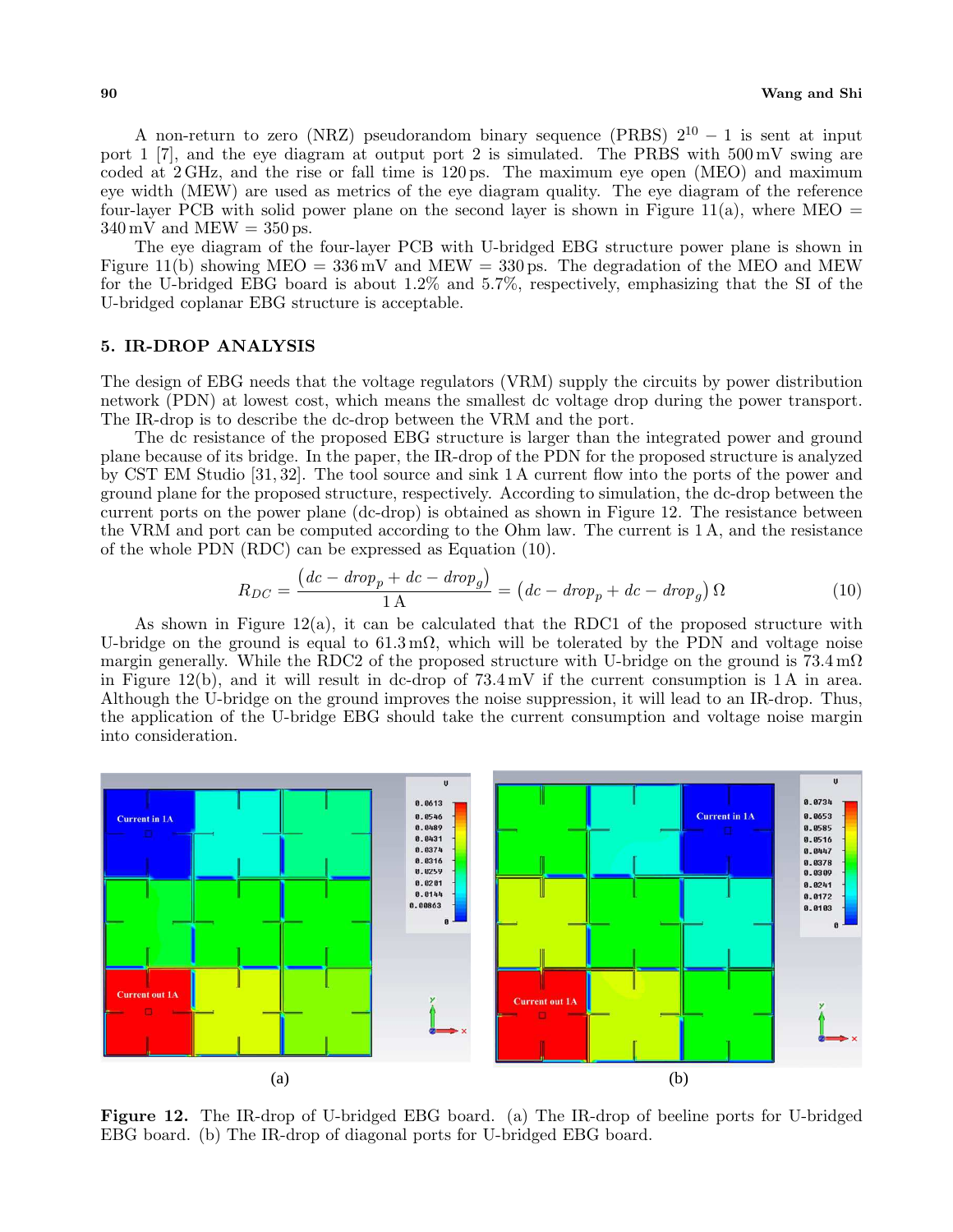A non-return to zero (NRZ) pseudorandom binary sequence (PRBS) $2^{10} - 1$ is sent at input port 1 [7], and the eye diagram at output port 2 is simulated. The PRBS with 500 mV swing are coded at 2 GHz, and the rise or fall time is 120 ps. The maximum eye open (MEO) and maximum eye width (MEW) are used as metrics of the eye diagram quality. The eye diagram of the reference four-layer PCB with solid power plane on the second layer is shown in Figure 11(a), where MEO = 340 mV and MEW = 350 ps.

The eye diagram of the four-layer PCB with U-bridged EBG structure power plane is shown in Figure 11(b) showing MEO = 336 mV and MEW = 330 ps. The degradation of the MEO and MEW for the U-bridged EBG board is about 1.2% and 5.7%, respectively, emphasizing that the SI of the U-bridged coplanar EBG structure is acceptable.

## 5. IR-DROP ANALYSIS

The design of EBG needs that the voltage regulators (VRM) supply the circuits by power distribution network (PDN) at lowest cost, which means the smallest dc voltage drop during the power transport. The IR-drop is to describe the dc-drop between the VRM and the port.

The dc resistance of the proposed EBG structure is larger than the integrated power and ground plane because of its bridge. In the paper, the IR-drop of the PDN for the proposed structure is analyzed by CST EM Studio [31, 32]. The tool source and sink 1 A current flow into the ports of the power and ground plane for the proposed structure, respectively. According to simulation, the dc-drop between the current ports on the power plane (dc-drop) is obtained as shown in Figure 12. The resistance between the VRM and port can be computed according to the Ohm law. The current is 1 A, and the resistance of the whole PDN (RDC) can be expressed as Equation (10).

$$R_{DC} = \frac{\left(dc - drop_p + dc - drop_g\right)}{1\,\text{A}} = \left(dc - drop_p + dc - drop_g\right)\Omega \tag{10}$$

As shown in Figure 12(a), it can be calculated that the RDC1 of the proposed structure with U-bridge on the ground is equal to 61.3 mΩ, which will be tolerated by the PDN and voltage noise margin generally. While the RDC2 of the proposed structure with U-bridge on the ground is 73.4 mΩ in Figure 12(b), and it will result in dc-drop of 73.4 mV if the current consumption is 1 A in area. Although the U-bridge on the ground improves the noise suppression, it will lead to an IR-drop. Thus, the application of the U-bridge EBG should take the current consumption and voltage noise margin into consideration.

(a) (b)

**Figure 12.** The IR-drop of U-bridged EBG board. (a) The IR-drop of beeline ports for U-bridged EBG board. (b) The IR-drop of diagonal ports for U-bridged EBG board.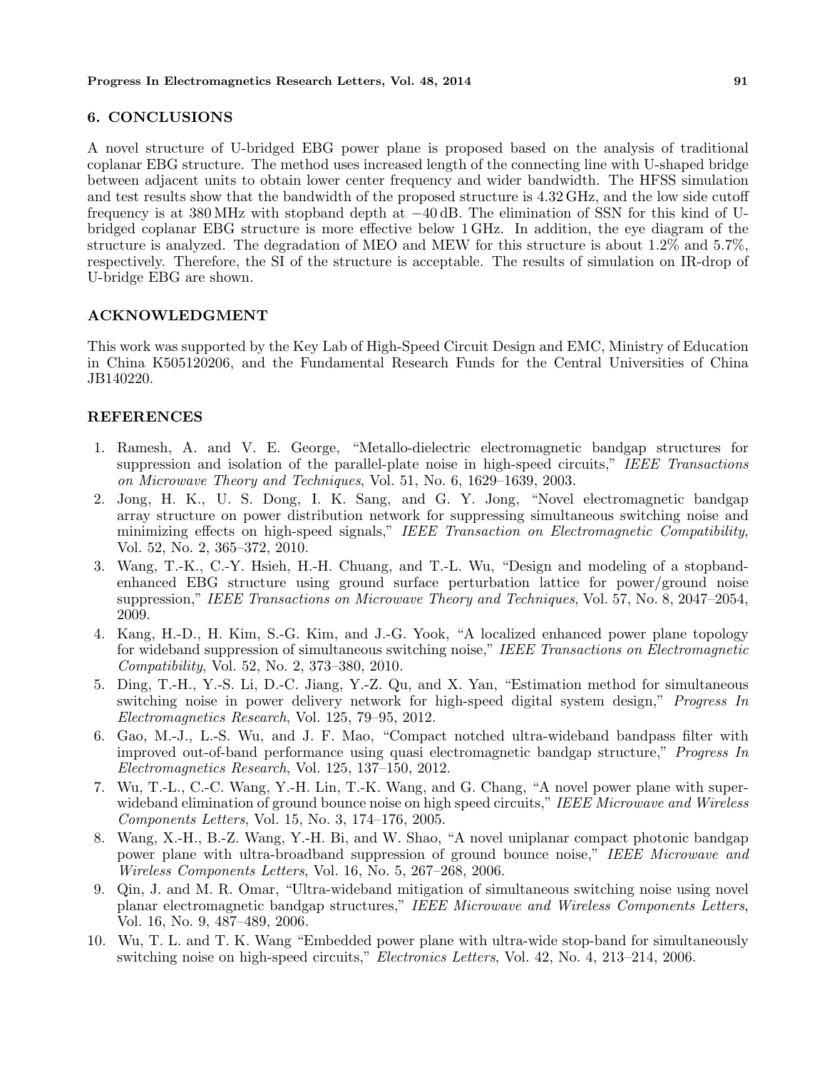## 6. CONCLUSIONS

A novel structure of U-bridged EBG power plane is proposed based on the analysis of traditional coplanar EBG structure. The method uses increased length of the connecting line with U-shaped bridge between adjacent units to obtain lower center frequency and wider bandwidth. The HFSS simulation and test results show that the bandwidth of the proposed structure is 4.32 GHz, and the low side cutoff frequency is at 380 MHz with stopband depth at −40 dB. The elimination of SSN for this kind of U-bridged coplanar EBG structure is more effective below 1 GHz. In addition, the eye diagram of the structure is analyzed. The degradation of MEO and MEW for this structure is about 1.2% and 5.7%, respectively. Therefore, the SI of the structure is acceptable. The results of simulation on IR-drop of U-bridge EBG are shown.

## ACKNOWLEDGMENT

This work was supported by the Key Lab of High-Speed Circuit Design and EMC, Ministry of Education in China K505120206, and the Fundamental Research Funds for the Central Universities of China JB140220.

## REFERENCES

1. Ramesh, A. and V. E. George, "Metallo-dielectric electromagnetic bandgap structures for suppression and isolation of the parallel-plate noise in high-speed circuits," *IEEE Transactions on Microwave Theory and Techniques*, Vol. 51, No. 6, 1629–1639, 2003.
2. Jong, H. K., U. S. Dong, I. K. Sang, and G. Y. Jong, "Novel electromagnetic bandgap array structure on power distribution network for suppressing simultaneous switching noise and minimizing effects on high-speed signals," *IEEE Transaction on Electromagnetic Compatibility*, Vol. 52, No. 2, 365–372, 2010.
3. Wang, T.-K., C.-Y. Hsieh, H.-H. Chuang, and T.-L. Wu, "Design and modeling of a stopband-enhanced EBG structure using ground surface perturbation lattice for power/ground noise suppression," *IEEE Transactions on Microwave Theory and Techniques*, Vol. 57, No. 8, 2047–2054, 2009.
4. Kang, H.-D., H. Kim, S.-G. Kim, and J.-G. Yook, "A localized enhanced power plane topology for wideband suppression of simultaneous switching noise," *IEEE Transactions on Electromagnetic Compatibility*, Vol. 52, No. 2, 373–380, 2010.
5. Ding, T.-H., Y.-S. Li, D.-C. Jiang, Y.-Z. Qu, and X. Yan, "Estimation method for simultaneous switching noise in power delivery network for high-speed digital system design," *Progress In Electromagnetics Research*, Vol. 125, 79–95, 2012.
6. Gao, M.-J., L.-S. Wu, and J. F. Mao, "Compact notched ultra-wideband bandpass filter with improved out-of-band performance using quasi electromagnetic bandgap structure," *Progress In Electromagnetics Research*, Vol. 125, 137–150, 2012.
7. Wu, T.-L., C.-C. Wang, Y.-H. Lin, T.-K. Wang, and G. Chang, "A novel power plane with super-wideband elimination of ground bounce noise on high speed circuits," *IEEE Microwave and Wireless Components Letters*, Vol. 15, No. 3, 174–176, 2005.
8. Wang, X.-H., B.-Z. Wang, Y.-H. Bi, and W. Shao, "A novel uniplanar compact photonic bandgap power plane with ultra-broadband suppression of ground bounce noise," *IEEE Microwave and Wireless Components Letters*, Vol. 16, No. 5, 267–268, 2006.
9. Qin, J. and M. R. Omar, "Ultra-wideband mitigation of simultaneous switching noise using novel planar electromagnetic bandgap structures," *IEEE Microwave and Wireless Components Letters*, Vol. 16, No. 9, 487–489, 2006.
10. Wu, T. L. and T. K. Wang "Embedded power plane with ultra-wide stop-band for simultaneously switching noise on high-speed circuits," *Electronics Letters*, Vol. 42, No. 4, 213–214, 2006.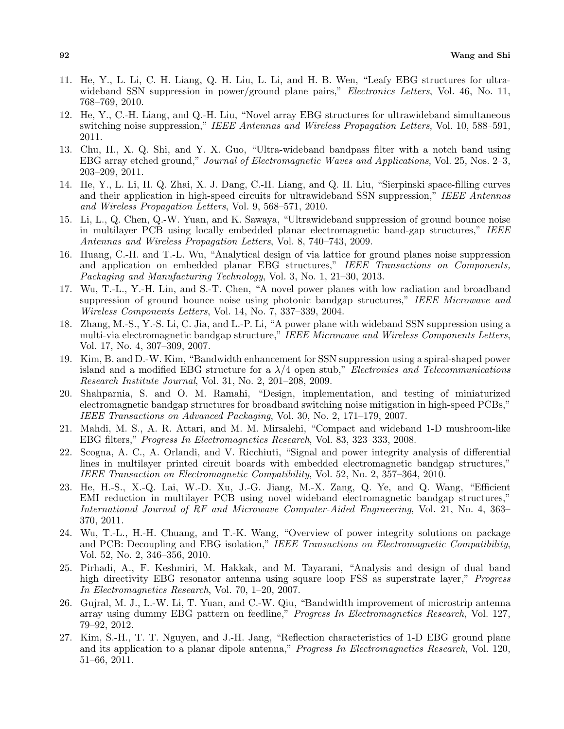11. He, Y., L. Li, C. H. Liang, Q. H. Liu, L. Li, and H. B. Wen, "Leafy EBG structures for ultra-wideband SSN suppression in power/ground plane pairs," *Electronics Letters*, Vol. 46, No. 11, 768–769, 2010.
12. He, Y., C.-H. Liang, and Q.-H. Liu, "Novel array EBG structures for ultrawideband simultaneous switching noise suppression," *IEEE Antennas and Wireless Propagation Letters*, Vol. 10, 588–591, 2011.
13. Chu, H., X. Q. Shi, and Y. X. Guo, "Ultra-wideband bandpass filter with a notch band using EBG array etched ground," *Journal of Electromagnetic Waves and Applications*, Vol. 25, Nos. 2–3, 203–209, 2011.
14. He, Y., L. Li, H. Q. Zhai, X. J. Dang, C.-H. Liang, and Q. H. Liu, "Sierpinski space-filling curves and their application in high-speed circuits for ultrawideband SSN suppression," *IEEE Antennas and Wireless Propagation Letters*, Vol. 9, 568–571, 2010.
15. Li, L., Q. Chen, Q.-W. Yuan, and K. Sawaya, "Ultrawideband suppression of ground bounce noise in multilayer PCB using locally embedded planar electromagnetic band-gap structures," *IEEE Antennas and Wireless Propagation Letters*, Vol. 8, 740–743, 2009.
16. Huang, C.-H. and T.-L. Wu, "Analytical design of via lattice for ground planes noise suppression and application on embedded planar EBG structures," *IEEE Transactions on Components, Packaging and Manufacturing Technology*, Vol. 3, No. 1, 21–30, 2013.
17. Wu, T.-L., Y.-H. Lin, and S.-T. Chen, "A novel power planes with low radiation and broadband suppression of ground bounce noise using photonic bandgap structures," *IEEE Microwave and Wireless Components Letters*, Vol. 14, No. 7, 337–339, 2004.
18. Zhang, M.-S., Y.-S. Li, C. Jia, and L.-P. Li, "A power plane with wideband SSN suppression using a multi-via electromagnetic bandgap structure," *IEEE Microwave and Wireless Components Letters*, Vol. 17, No. 4, 307–309, 2007.
19. Kim, B. and D.-W. Kim, "Bandwidth enhancement for SSN suppression using a spiral-shaped power island and a modified EBG structure for a $\lambda/4$ open stub," *Electronics and Telecommunications Research Institute Journal*, Vol. 31, No. 2, 201–208, 2009.
20. Shahparnia, S. and O. M. Ramahi, "Design, implementation, and testing of miniaturized electromagnetic bandgap structures for broadband switching noise mitigation in high-speed PCBs," *IEEE Transactions on Advanced Packaging*, Vol. 30, No. 2, 171–179, 2007.
21. Mahdi, M. S., A. R. Attari, and M. M. Mirsalehi, "Compact and wideband 1-D mushroom-like EBG filters," *Progress In Electromagnetics Research*, Vol. 83, 323–333, 2008.
22. Scogna, A. C., A. Orlandi, and V. Ricchiuti, "Signal and power integrity analysis of differential lines in multilayer printed circuit boards with embedded electromagnetic bandgap structures," *IEEE Transaction on Electromagnetic Compatibility*, Vol. 52, No. 2, 357–364, 2010.
23. He, H.-S., X.-Q. Lai, W.-D. Xu, J.-G. Jiang, M.-X. Zang, Q. Ye, and Q. Wang, "Efficient EMI reduction in multilayer PCB using novel wideband electromagnetic bandgap structures," *International Journal of RF and Microwave Computer-Aided Engineering*, Vol. 21, No. 4, 363–370, 2011.
24. Wu, T.-L., H.-H. Chuang, and T.-K. Wang, "Overview of power integrity solutions on package and PCB: Decoupling and EBG isolation," *IEEE Transactions on Electromagnetic Compatibility*, Vol. 52, No. 2, 346–356, 2010.
25. Pirhadi, A., F. Keshmiri, M. Hakkak, and M. Tayarani, "Analysis and design of dual band high directivity EBG resonator antenna using square loop FSS as superstrate layer," *Progress In Electromagnetics Research*, Vol. 70, 1–20, 2007.
26. Gujral, M. J., L.-W. Li, T. Yuan, and C.-W. Qiu, "Bandwidth improvement of microstrip antenna array using dummy EBG pattern on feedline," *Progress In Electromagnetics Research*, Vol. 127, 79–92, 2012.
27. Kim, S.-H., T. T. Nguyen, and J.-H. Jang, "Reflection characteristics of 1-D EBG ground plane and its application to a planar dipole antenna," *Progress In Electromagnetics Research*, Vol. 120, 51–66, 2011.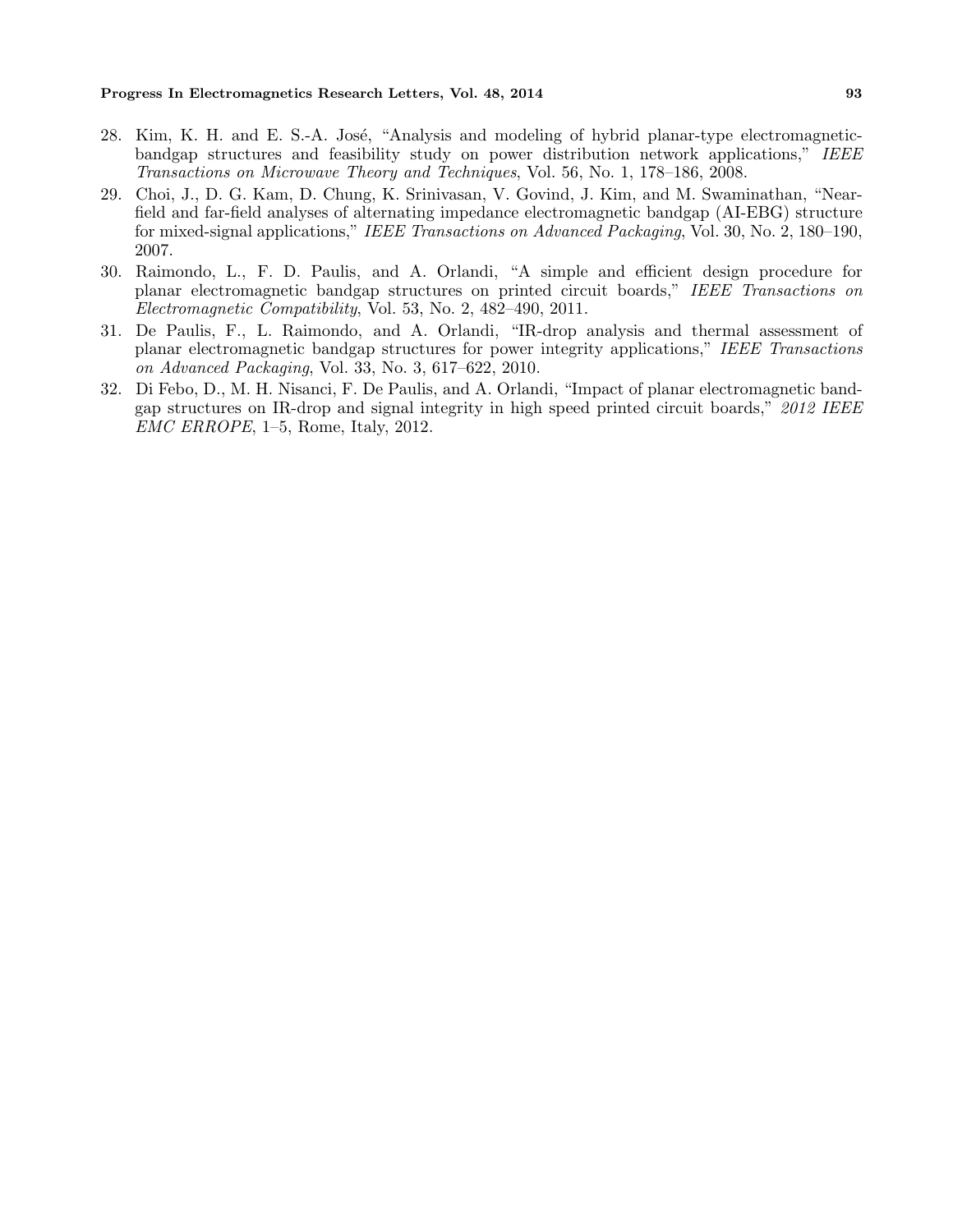28. Kim, K. H. and E. S.-A. José, "Analysis and modeling of hybrid planar-type electromagnetic-bandgap structures and feasibility study on power distribution network applications," *IEEE Transactions on Microwave Theory and Techniques*, Vol. 56, No. 1, 178–186, 2008.
29. Choi, J., D. G. Kam, D. Chung, K. Srinivasan, V. Govind, J. Kim, and M. Swaminathan, "Near-field and far-field analyses of alternating impedance electromagnetic bandgap (AI-EBG) structure for mixed-signal applications," *IEEE Transactions on Advanced Packaging*, Vol. 30, No. 2, 180–190, 2007.
30. Raimondo, L., F. D. Paulis, and A. Orlandi, "A simple and efficient design procedure for planar electromagnetic bandgap structures on printed circuit boards," *IEEE Transactions on Electromagnetic Compatibility*, Vol. 53, No. 2, 482–490, 2011.
31. De Paulis, F., L. Raimondo, and A. Orlandi, "IR-drop analysis and thermal assessment of planar electromagnetic bandgap structures for power integrity applications," *IEEE Transactions on Advanced Packaging*, Vol. 33, No. 3, 617–622, 2010.
32. Di Febo, D., M. H. Nisanci, F. De Paulis, and A. Orlandi, "Impact of planar electromagnetic bandgap structures on IR-drop and signal integrity in high speed printed circuit boards," *2012 IEEE EMC ERROPE*, 1–5, Rome, Italy, 2012.